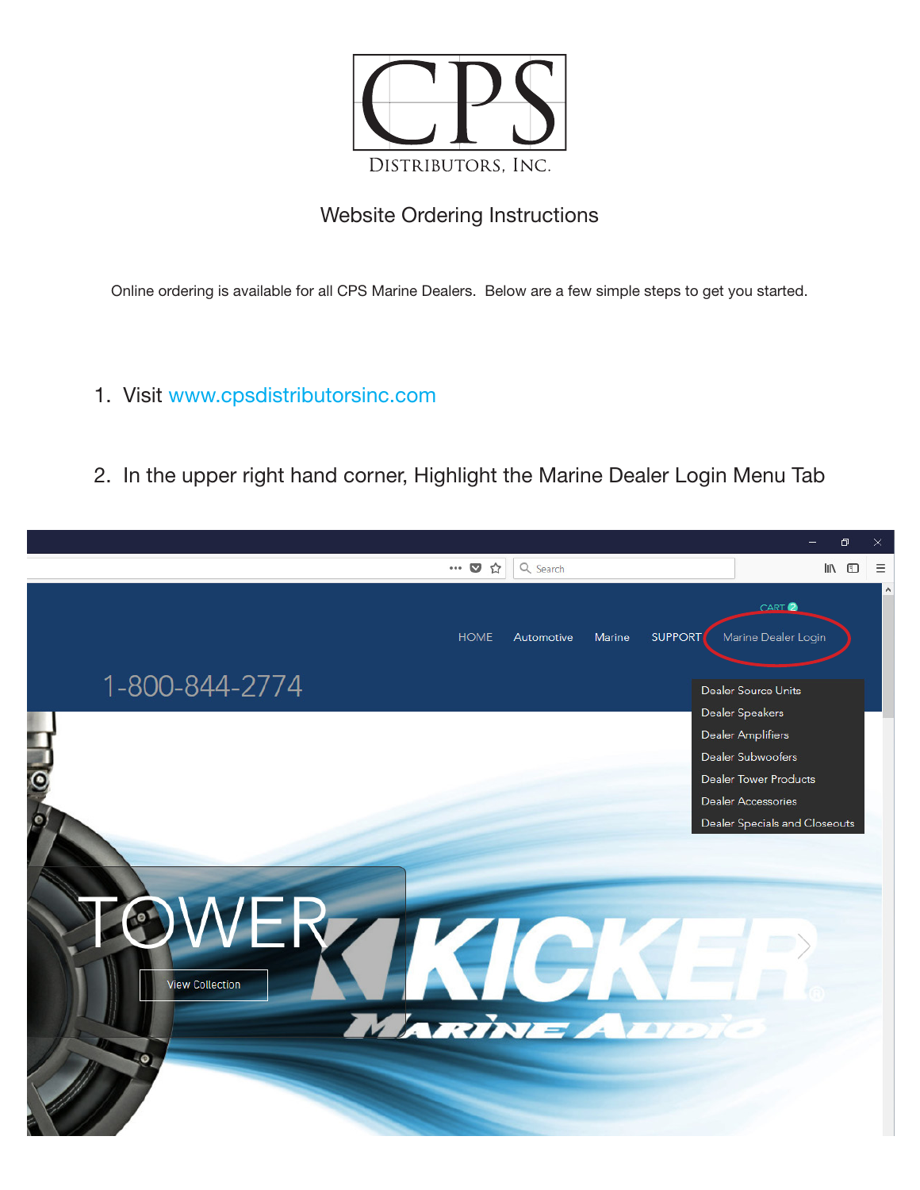# CPS

DISTRIBUTORS, INC.

## Website Ordering Instructions

Online ordering is available for all CPS Marine Dealers. Below are a few simple steps to get you started.

1. Visit www.cpsdistributorsinc.com

2. In the upper right hand corner, Highlight the Marine Dealer Login Menu Tab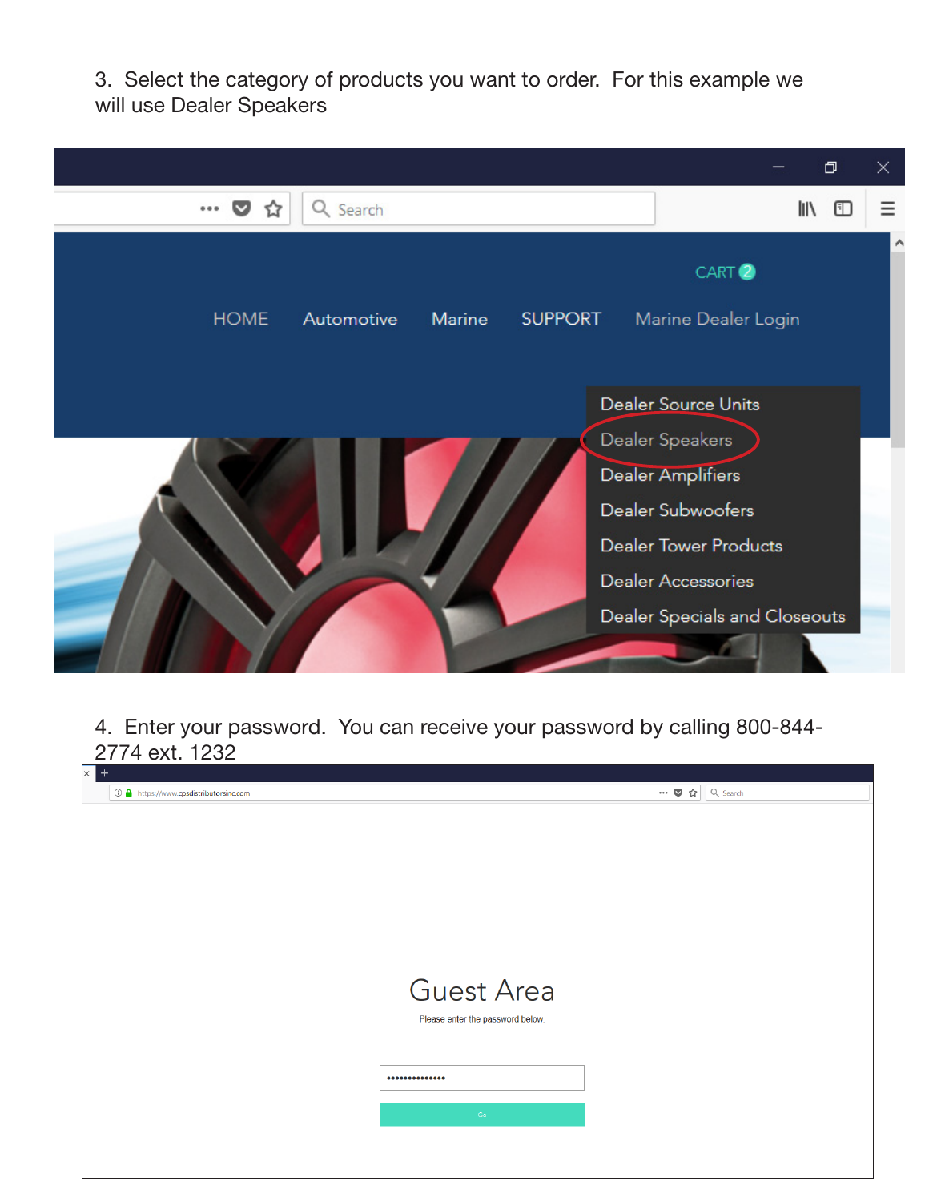3. Select the category of products you want to order. For this example we will use Dealer Speakers

4. Enter your password. You can receive your password by calling 800-844-2774 ext. 1232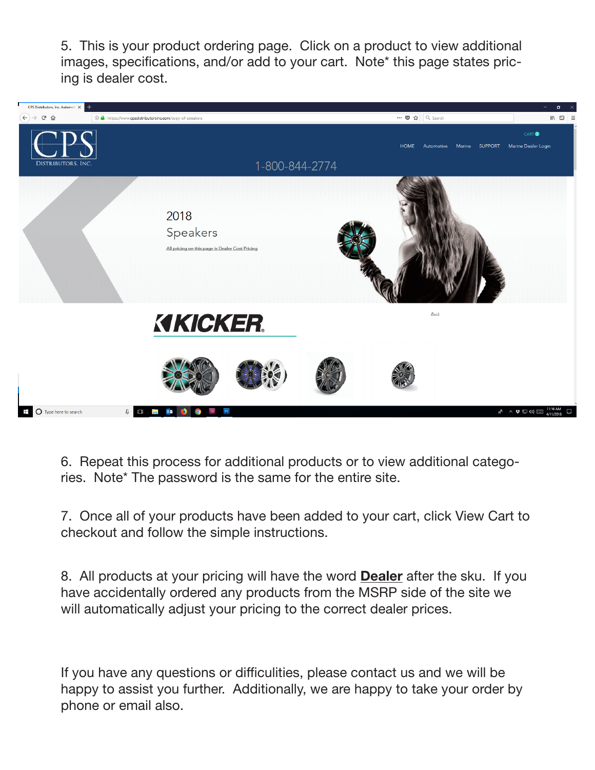5. This is your product ordering page. Click on a product to view additional images, specifications, and/or add to your cart. Note* this page states pricing is dealer cost.

6. Repeat this process for additional products or to view additional categories. Note* The password is the same for the entire site.

7. Once all of your products have been added to your cart, click View Cart to checkout and follow the simple instructions.

8. All products at your pricing will have the word **Dealer** after the sku. If you have accidentally ordered any products from the MSRP side of the site we will automatically adjust your pricing to the correct dealer prices.

If you have any questions or difficulities, please contact us and we will be happy to assist you further. Additionally, we are happy to take your order by phone or email also.